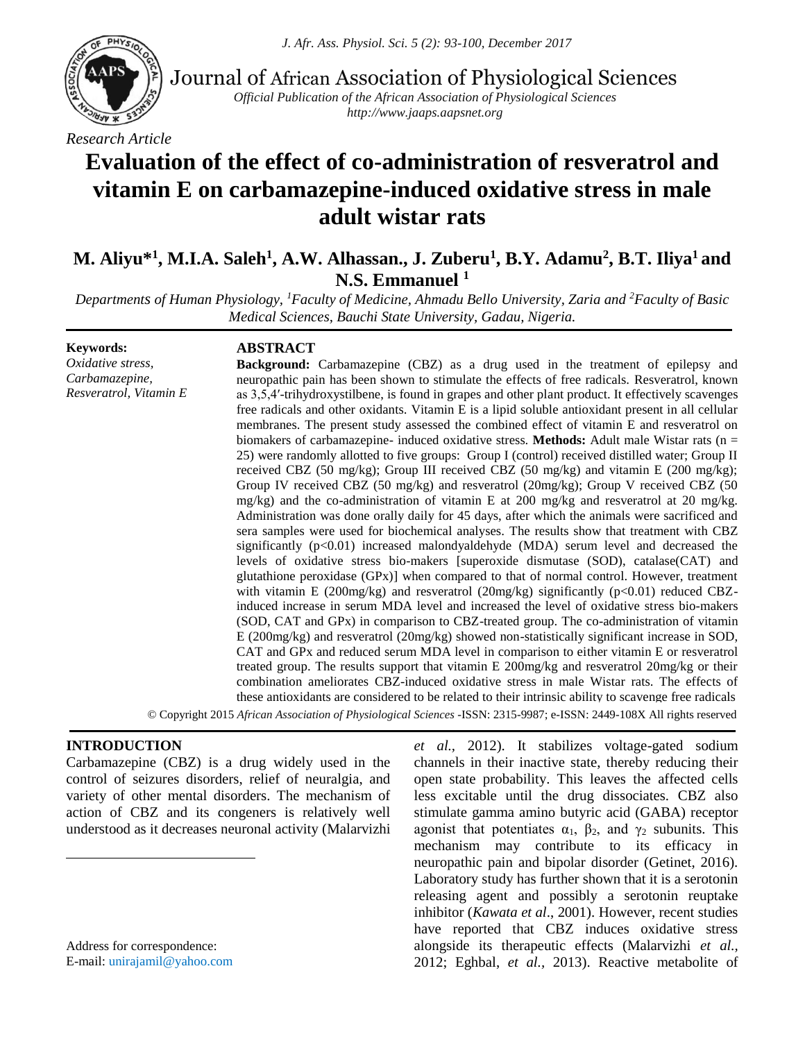Journal of African Association of Physiological Sciences

*Official Publication of the African Association of Physiological Sciences*
*http://www.jaaps.aapsnet.org*

*Research Article*

# Evaluation of the effect of co-administration of resveratrol and vitamin E on carbamazepine-induced oxidative stress in male adult wistar rats

**M. Aliyu*[1], M.I.A. Saleh[1], A.W. Alhassan., J. Zuberu[1], B.Y. Adamu[2], B.T. Iliya[1] and N.S. Emmanuel [1]**

*Departments of Human Physiology, [1]Faculty of Medicine, Ahmadu Bello University, Zaria and [2]Faculty of Basic Medical Sciences, Bauchi State University, Gadau, Nigeria.*

**Keywords:**
*Oxidative stress, Carbamazepine, Resveratrol, Vitamin E*

## ABSTRACT

**Background:** Carbamazepine (CBZ) as a drug used in the treatment of epilepsy and neuropathic pain has been shown to stimulate the effects of free radicals. Resveratrol, known as 3,5,4′-trihydroxystilbene, is found in grapes and other plant product. It effectively scavenges free radicals and other oxidants. Vitamin E is a lipid soluble antioxidant present in all cellular membranes. The present study assessed the combined effect of vitamin E and resveratrol on biomakers of carbamazepine- induced oxidative stress. **Methods:** Adult male Wistar rats (n = 25) were randomly allotted to five groups: Group I (control) received distilled water; Group II received CBZ (50 mg/kg); Group III received CBZ (50 mg/kg) and vitamin E (200 mg/kg); Group IV received CBZ (50 mg/kg) and resveratrol (20mg/kg); Group V received CBZ (50 mg/kg) and the co-administration of vitamin E at 200 mg/kg and resveratrol at 20 mg/kg. Administration was done orally daily for 45 days, after which the animals were sacrificed and sera samples were used for biochemical analyses. The results show that treatment with CBZ significantly ($p<0.01$) increased malondyaldehyde (MDA) serum level and decreased the levels of oxidative stress bio-makers [superoxide dismutase (SOD), catalase(CAT) and glutathione peroxidase (GPx)] when compared to that of normal control. However, treatment with vitamin E (200mg/kg) and resveratrol (20mg/kg) significantly ($p<0.01$) reduced CBZ-induced increase in serum MDA level and increased the level of oxidative stress bio-makers (SOD, CAT and GPx) in comparison to CBZ-treated group. The co-administration of vitamin E (200mg/kg) and resveratrol (20mg/kg) showed non-statistically significant increase in SOD, CAT and GPx and reduced serum MDA level in comparison to either vitamin E or resveratrol treated group. The results support that vitamin E 200mg/kg and resveratrol 20mg/kg or their combination ameliorates CBZ-induced oxidative stress in male Wistar rats. The effects of these antioxidants are considered to be related to their intrinsic ability to scavenge free radicals

© Copyright 2015 *African Association of Physiological Sciences* -ISSN: 2315-9987; e-ISSN: 2449-108X All rights reserved

## INTRODUCTION

Carbamazepine (CBZ) is a drug widely used in the control of seizures disorders, relief of neuralgia, and variety of other mental disorders. The mechanism of action of CBZ and its congeners is relatively well understood as it decreases neuronal activity (Malarvizhi *et al.,* 2012). It stabilizes voltage-gated sodium channels in their inactive state, thereby reducing their open state probability. This leaves the affected cells less excitable until the drug dissociates. CBZ also stimulate gamma amino butyric acid (GABA) receptor agonist that potentiates $\alpha_1$, $\beta_2$, and $\gamma_2$ subunits. This mechanism may contribute to its efficacy in neuropathic pain and bipolar disorder (Getinet, 2016). Laboratory study has further shown that it is a serotonin releasing agent and possibly a serotonin reuptake inhibitor (*Kawata et al*., 2001). However, recent studies have reported that CBZ induces oxidative stress alongside its therapeutic effects (Malarvizhi *et al.,* 2012; Eghbal, *et al.,* 2013). Reactive metabolite of

Address for correspondence:
E-mail: unirajamil@yahoo.com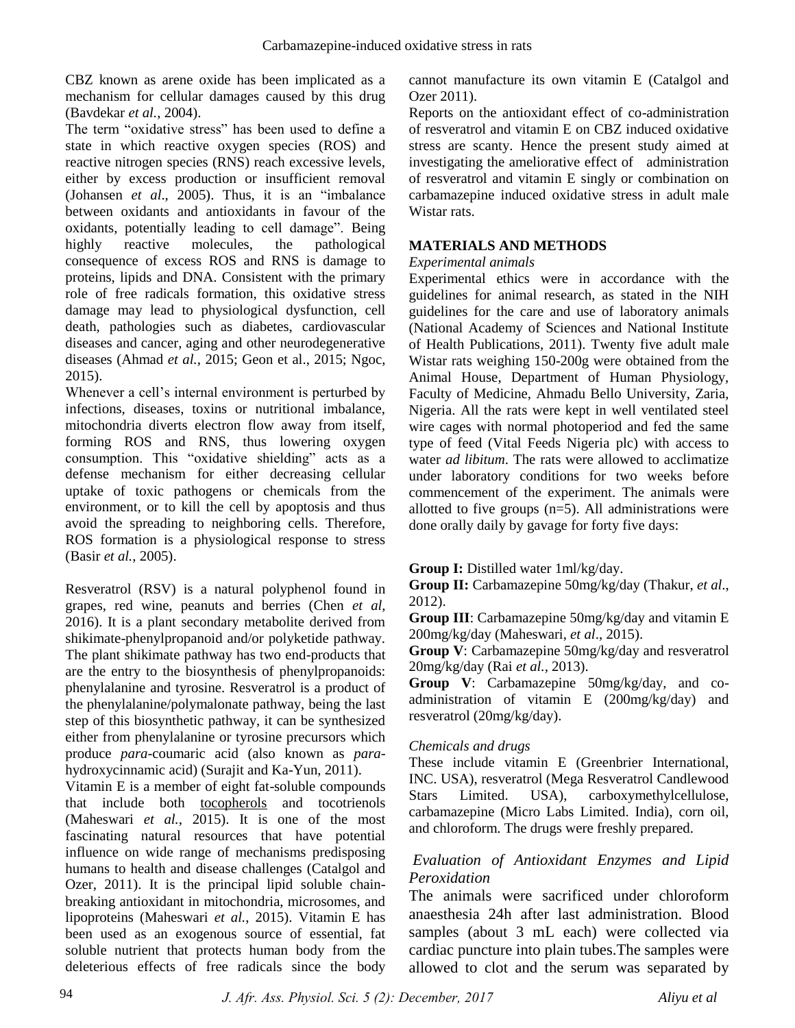CBZ known as arene oxide has been implicated as a mechanism for cellular damages caused by this drug (Bavdekar *et al.*, 2004).

The term "oxidative stress" has been used to define a state in which reactive oxygen species (ROS) and reactive nitrogen species (RNS) reach excessive levels, either by excess production or insufficient removal (Johansen *et al*., 2005). Thus, it is an "imbalance between oxidants and antioxidants in favour of the oxidants, potentially leading to cell damage". Being highly reactive molecules, the pathological consequence of excess ROS and RNS is damage to proteins, lipids and DNA. Consistent with the primary role of free radicals formation, this oxidative stress damage may lead to physiological dysfunction, cell death, pathologies such as diabetes, cardiovascular diseases and cancer, aging and other neurodegenerative diseases (Ahmad *et al.*, 2015; Geon et al., 2015; Ngoc, 2015).

Whenever a cell's internal environment is perturbed by infections, diseases, toxins or nutritional imbalance, mitochondria diverts electron flow away from itself, forming ROS and RNS, thus lowering oxygen consumption. This "oxidative shielding" acts as a defense mechanism for either decreasing cellular uptake of toxic pathogens or chemicals from the environment, or to kill the cell by apoptosis and thus avoid the spreading to neighboring cells. Therefore, ROS formation is a physiological response to stress (Basir *et al.,* 2005).

Resveratrol (RSV) is a natural polyphenol found in grapes, red wine, peanuts and berries (Chen *et al*, 2016). It is a plant secondary metabolite derived from shikimate-phenylpropanoid and/or polyketide pathway. The plant shikimate pathway has two end-products that are the entry to the biosynthesis of phenylpropanoids: phenylalanine and tyrosine. Resveratrol is a product of the phenylalanine/polymalonate pathway, being the last step of this biosynthetic pathway, it can be synthesized either from phenylalanine or tyrosine precursors which produce *para*-coumaric acid (also known as *para*-hydroxycinnamic acid) (Surajit and Ka-Yun, 2011).

Vitamin E is a member of eight fat-soluble compounds that include both tocopherols and tocotrienols (Maheswari *et al.*, 2015). It is one of the most fascinating natural resources that have potential influence on wide range of mechanisms predisposing humans to health and disease challenges (Catalgol and Ozer, 2011). It is the principal lipid soluble chain-breaking antioxidant in mitochondria, microsomes, and lipoproteins (Maheswari *et al.*, 2015). Vitamin E has been used as an exogenous source of essential, fat soluble nutrient that protects human body from the deleterious effects of free radicals since the body cannot manufacture its own vitamin E (Catalgol and Ozer 2011).

Reports on the antioxidant effect of co-administration of resveratrol and vitamin E on CBZ induced oxidative stress are scanty. Hence the present study aimed at investigating the ameliorative effect of administration of resveratrol and vitamin E singly or combination on carbamazepine induced oxidative stress in adult male Wistar rats.

## MATERIALS AND METHODS

### *Experimental animals*

Experimental ethics were in accordance with the guidelines for animal research, as stated in the NIH guidelines for the care and use of laboratory animals (National Academy of Sciences and National Institute of Health Publications, 2011). Twenty five adult male Wistar rats weighing 150-200g were obtained from the Animal House, Department of Human Physiology, Faculty of Medicine, Ahmadu Bello University, Zaria, Nigeria. All the rats were kept in well ventilated steel wire cages with normal photoperiod and fed the same type of feed (Vital Feeds Nigeria plc) with access to water *ad libitum*. The rats were allowed to acclimatize under laboratory conditions for two weeks before commencement of the experiment. The animals were allotted to five groups (n=5). All administrations were done orally daily by gavage for forty five days:

**Group I:** Distilled water 1ml/kg/day.

**Group II:** Carbamazepine 50mg/kg/day (Thakur, *et al*., 2012).

**Group III**: Carbamazepine 50mg/kg/day and vitamin E 200mg/kg/day (Maheswari, *et al*., 2015).

**Group V**: Carbamazepine 50mg/kg/day and resveratrol 20mg/kg/day (Rai *et al.*, 2013).

**Group V**: Carbamazepine 50mg/kg/day, and co-administration of vitamin E (200mg/kg/day) and resveratrol (20mg/kg/day).

### *Chemicals and drugs*

These include vitamin E (Greenbrier International, INC. USA), resveratrol (Mega Resveratrol Candlewood Stars Limited. USA), carboxymethylcellulose, carbamazepine (Micro Labs Limited. India), corn oil, and chloroform. The drugs were freshly prepared.

### *Evaluation of Antioxidant Enzymes and Lipid Peroxidation*

The animals were sacrificed under chloroform anaesthesia 24h after last administration. Blood samples (about 3 mL each) were collected via cardiac puncture into plain tubes.The samples were allowed to clot and the serum was separated by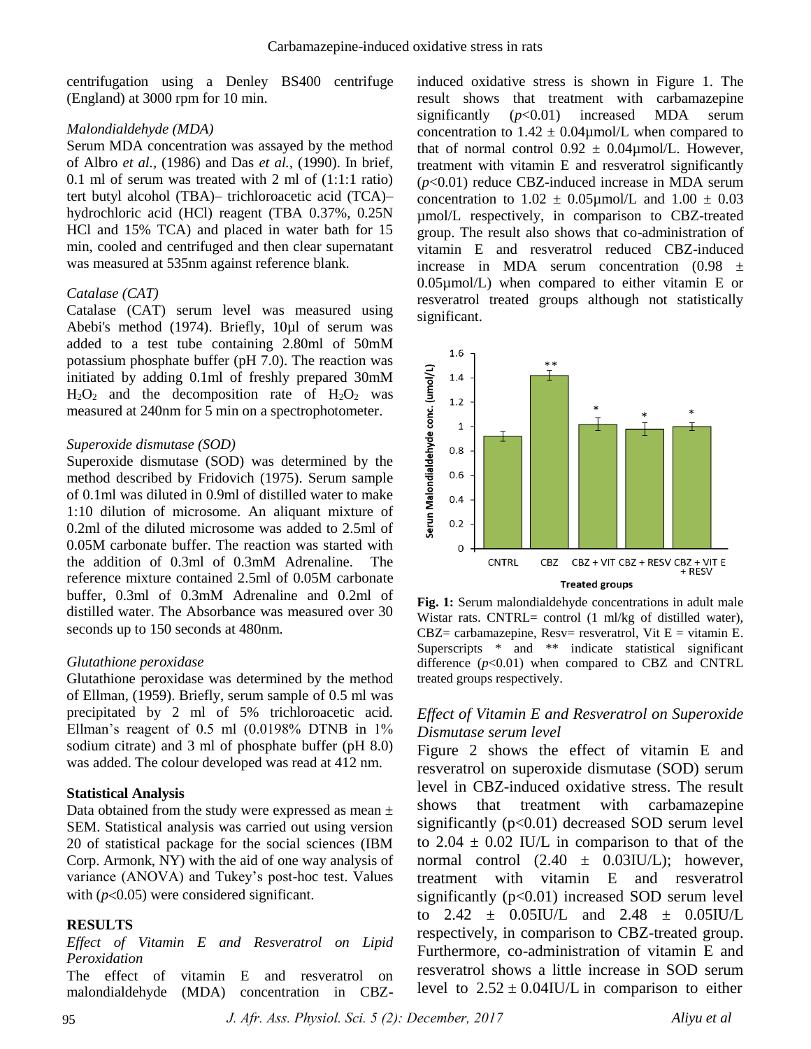centrifugation using a Denley BS400 centrifuge (England) at 3000 rpm for 10 min.

*Malondialdehyde (MDA)*

Serum MDA concentration was assayed by the method of Albro *et al.*, (1986) and Das *et al.*, (1990). In brief, 0.1 ml of serum was treated with 2 ml of (1:1:1 ratio) tert butyl alcohol (TBA)– trichloroacetic acid (TCA)– hydrochloric acid (HCl) reagent (TBA 0.37%, 0.25N HCl and 15% TCA) and placed in water bath for 15 min, cooled and centrifuged and then clear supernatant was measured at 535nm against reference blank.

*Catalase (CAT)*

Catalase (CAT) serum level was measured using Abebi's method (1974). Briefly, 10µl of serum was added to a test tube containing 2.80ml of 50mM potassium phosphate buffer (pH 7.0). The reaction was initiated by adding 0.1ml of freshly prepared 30mM $H_2O_2$ and the decomposition rate of $H_2O_2$ was measured at 240nm for 5 min on a spectrophotometer.

*Superoxide dismutase (SOD)*

Superoxide dismutase (SOD) was determined by the method described by Fridovich (1975). Serum sample of 0.1ml was diluted in 0.9ml of distilled water to make 1:10 dilution of microsome. An aliquant mixture of 0.2ml of the diluted microsome was added to 2.5ml of 0.05M carbonate buffer. The reaction was started with the addition of 0.3ml of 0.3mM Adrenaline. The reference mixture contained 2.5ml of 0.05M carbonate buffer, 0.3ml of 0.3mM Adrenaline and 0.2ml of distilled water. The Absorbance was measured over 30 seconds up to 150 seconds at 480nm.

*Glutathione peroxidase*

Glutathione peroxidase was determined by the method of Ellman, (1959). Briefly, serum sample of 0.5 ml was precipitated by 2 ml of 5% trichloroacetic acid. Ellman's reagent of 0.5 ml (0.0198% DTNB in 1% sodium citrate) and 3 ml of phosphate buffer (pH 8.0) was added. The colour developed was read at 412 nm.

**Statistical Analysis**

Data obtained from the study were expressed as mean ± SEM. Statistical analysis was carried out using version 20 of statistical package for the social sciences (IBM Corp. Armonk, NY) with the aid of one way analysis of variance (ANOVA) and Tukey's post-hoc test. Values with ($p<0.05$) were considered significant.

**RESULTS**

*Effect of Vitamin E and Resveratrol on Lipid Peroxidation*

The effect of vitamin E and resveratrol on malondialdehyde (MDA) concentration in CBZ-induced oxidative stress is shown in Figure 1. The result shows that treatment with carbamazepine significantly ($p<0.01$) increased MDA serum concentration to 1.42 ± 0.04µmol/L when compared to that of normal control 0.92 ± 0.04µmol/L. However, treatment with vitamin E and resveratrol significantly ($p<0.01$) reduce CBZ-induced increase in MDA serum concentration to 1.02 ± 0.05µmol/L and 1.00 ± 0.03 µmol/L respectively, in comparison to CBZ-treated group. The result also shows that co-administration of vitamin E and resveratrol reduced CBZ-induced increase in MDA serum concentration (0.98 ± 0.05µmol/L) when compared to either vitamin E or resveratrol treated groups although not statistically significant.

**Fig. 1:** Serum malondialdehyde concentrations in adult male Wistar rats. CNTRL= control (1 ml/kg of distilled water), CBZ= carbamazepine, Resv= resveratrol, Vit E = vitamin E. Superscripts * and ** indicate statistical significant difference ($p<0.01$) when compared to CBZ and CNTRL treated groups respectively.

*Effect of Vitamin E and Resveratrol on Superoxide Dismutase serum level*

Figure 2 shows the effect of vitamin E and resveratrol on superoxide dismutase (SOD) serum level in CBZ-induced oxidative stress. The result shows that treatment with carbamazepine significantly ($p<0.01$) decreased SOD serum level to 2.04 ± 0.02 IU/L in comparison to that of the normal control (2.40 ± 0.03IU/L); however, treatment with vitamin E and resveratrol significantly ($p<0.01$) increased SOD serum level to 2.42 ± 0.05IU/L and 2.48 ± 0.05IU/L respectively, in comparison to CBZ-treated group. Furthermore, co-administration of vitamin E and resveratrol shows a little increase in SOD serum level to 2.52 ± 0.04IU/L in comparison to either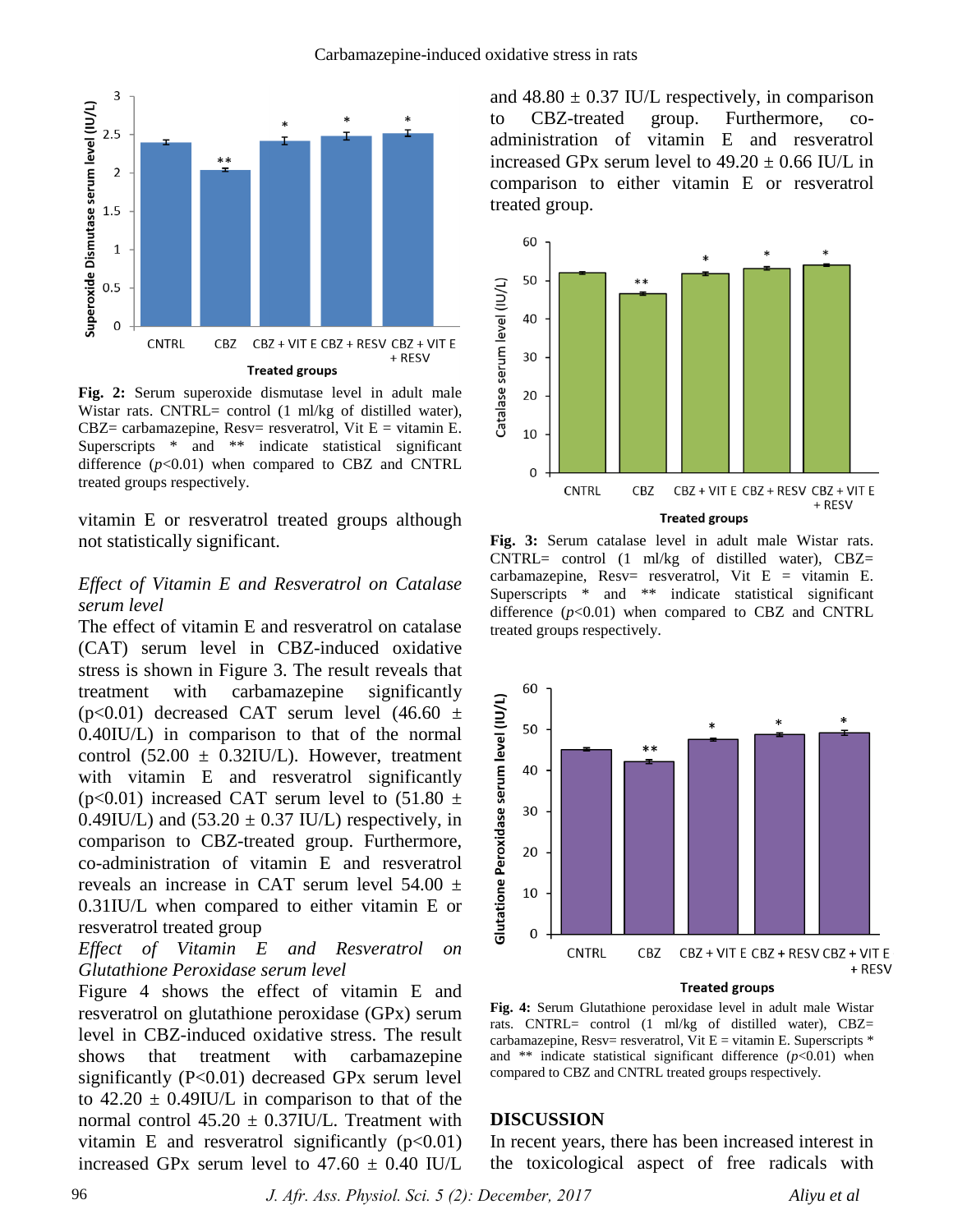3
2.5
2
1.5
1
0.5
0

Superoxide Dismutase serum level (IU/L)

CNTRL CBZ CBZ + VIT E CBZ + RESV CBZ + VIT E + RESV

Treated groups

**
*
*
*

**Fig. 2:** Serum superoxide dismutase level in adult male Wistar rats. CNTRL= control (1 ml/kg of distilled water), CBZ= carbamazepine, Resv= resveratrol, Vit E = vitamin E. Superscripts * and ** indicate statistical significant difference ($p$<0.01) when compared to CBZ and CNTRL treated groups respectively.

vitamin E or resveratrol treated groups although not statistically significant.

*Effect of Vitamin E and Resveratrol on Catalase serum level*

The effect of vitamin E and resveratrol on catalase (CAT) serum level in CBZ-induced oxidative stress is shown in Figure 3. The result reveals that treatment with carbamazepine significantly (p<0.01) decreased CAT serum level (46.60 ± 0.40IU/L) in comparison to that of the normal control (52.00 ± 0.32IU/L). However, treatment with vitamin E and resveratrol significantly (p<0.01) increased CAT serum level to (51.80 ± 0.49IU/L) and (53.20 ± 0.37 IU/L) respectively, in comparison to CBZ-treated group. Furthermore, co-administration of vitamin E and resveratrol reveals an increase in CAT serum level 54.00 ± 0.31IU/L when compared to either vitamin E or resveratrol treated group

*Effect of Vitamin E and Resveratrol on Glutathione Peroxidase serum level*

Figure 4 shows the effect of vitamin E and resveratrol on glutathione peroxidase (GPx) serum level in CBZ-induced oxidative stress. The result shows that treatment with carbamazepine significantly (P<0.01) decreased GPx serum level to 42.20 ± 0.49IU/L in comparison to that of the normal control 45.20 ± 0.37IU/L. Treatment with vitamin E and resveratrol significantly (p<0.01) increased GPx serum level to 47.60 ± 0.40 IU/L and 48.80 ± 0.37 IU/L respectively, in comparison to CBZ-treated group. Furthermore, co-administration of vitamin E and resveratrol increased GPx serum level to 49.20 ± 0.66 IU/L in comparison to either vitamin E or resveratrol treated group.

60
50
40
30
20
10
0

Catalase serum level (IU/L)

CNTRL CBZ CBZ + VIT E CBZ + RESV CBZ + VIT E + RESV

Treated groups

**
*
*
*

**Fig. 3:** Serum catalase level in adult male Wistar rats. CNTRL= control (1 ml/kg of distilled water), CBZ= carbamazepine, Resv= resveratrol, Vit E = vitamin E. Superscripts * and ** indicate statistical significant difference ($p$<0.01) when compared to CBZ and CNTRL treated groups respectively.

60
50
40
30
20
10
0

Glutatione Peroxidase serum level (IU/L)

CNTRL CBZ CBZ + VIT E CBZ + RESV CBZ + VIT E + RESV

Treated groups

**
*
*
*

**Fig. 4:** Serum Glutathione peroxidase level in adult male Wistar rats. CNTRL= control (1 ml/kg of distilled water), CBZ= carbamazepine, Resv= resveratrol, Vit E = vitamin E. Superscripts * and ** indicate statistical significant difference ($p$<0.01) when compared to CBZ and CNTRL treated groups respectively.

## DISCUSSION

In recent years, there has been increased interest in the toxicological aspect of free radicals with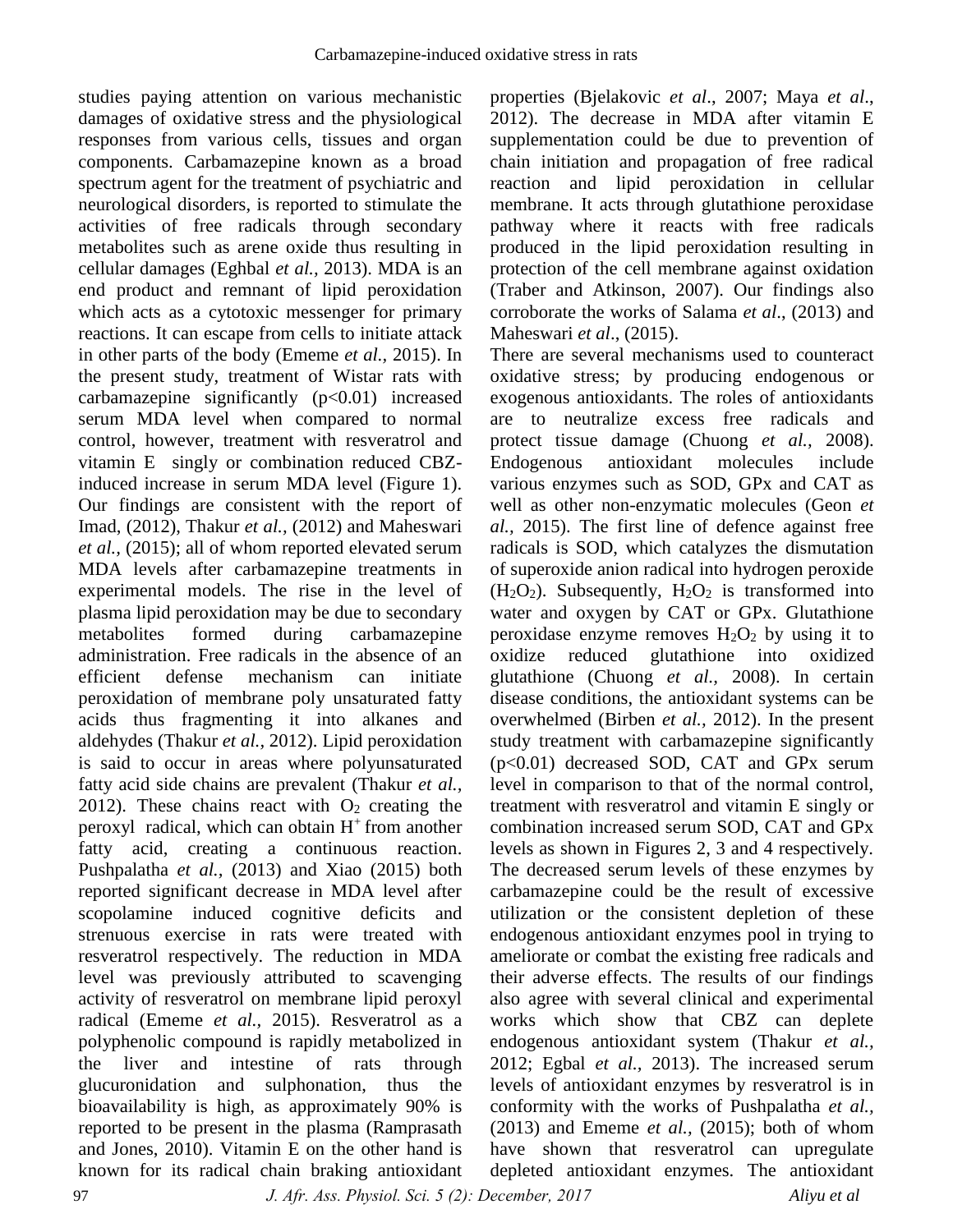studies paying attention on various mechanistic damages of oxidative stress and the physiological responses from various cells, tissues and organ components. Carbamazepine known as a broad spectrum agent for the treatment of psychiatric and neurological disorders, is reported to stimulate the activities of free radicals through secondary metabolites such as arene oxide thus resulting in cellular damages (Eghbal *et al.,* 2013). MDA is an end product and remnant of lipid peroxidation which acts as a cytotoxic messenger for primary reactions. It can escape from cells to initiate attack in other parts of the body (Ememe *et al.,* 2015). In the present study, treatment of Wistar rats with carbamazepine significantly ($p<0.01$) increased serum MDA level when compared to normal control, however, treatment with resveratrol and vitamin E singly or combination reduced CBZ-induced increase in serum MDA level (Figure 1). Our findings are consistent with the report of Imad, (2012), Thakur *et al.,* (2012) and Maheswari *et al.,* (2015); all of whom reported elevated serum MDA levels after carbamazepine treatments in experimental models. The rise in the level of plasma lipid peroxidation may be due to secondary metabolites formed during carbamazepine administration. Free radicals in the absence of an efficient defense mechanism can initiate peroxidation of membrane poly unsaturated fatty acids thus fragmenting it into alkanes and aldehydes (Thakur *et al.,* 2012). Lipid peroxidation is said to occur in areas where polyunsaturated fatty acid side chains are prevalent (Thakur *et al.,* 2012). These chains react with $O_2$ creating the peroxyl radical, which can obtain $H^+$ from another fatty acid, creating a continuous reaction. Pushpalatha *et al.*, (2013) and Xiao (2015) both reported significant decrease in MDA level after scopolamine induced cognitive deficits and strenuous exercise in rats were treated with resveratrol respectively. The reduction in MDA level was previously attributed to scavenging activity of resveratrol on membrane lipid peroxyl radical (Ememe *et al.,* 2015). Resveratrol as a polyphenolic compound is rapidly metabolized in the liver and intestine of rats through glucuronidation and sulphonation, thus the bioavailability is high, as approximately 90% is reported to be present in the plasma (Ramprasath and Jones, 2010). Vitamin E on the other hand is known for its radical chain braking antioxidant properties (Bjelakovic *et al*., 2007; Maya *et al.,* 2012). The decrease in MDA after vitamin E supplementation could be due to prevention of chain initiation and propagation of free radical reaction and lipid peroxidation in cellular membrane. It acts through glutathione peroxidase pathway where it reacts with free radicals produced in the lipid peroxidation resulting in protection of the cell membrane against oxidation (Traber and Atkinson, 2007). Our findings also corroborate the works of Salama *et al*., (2013) and Maheswari *et al*., (2015).

There are several mechanisms used to counteract oxidative stress; by producing endogenous or exogenous antioxidants. The roles of antioxidants are to neutralize excess free radicals and protect tissue damage (Chuong *et al.,* 2008). Endogenous antioxidant molecules include various enzymes such as SOD, GPx and CAT as well as other non-enzymatic molecules (Geon *et al.,* 2015). The first line of defence against free radicals is SOD, which catalyzes the dismutation of superoxide anion radical into hydrogen peroxide ($H_2O_2$). Subsequently, $H_2O_2$ is transformed into water and oxygen by CAT or GPx. Glutathione peroxidase enzyme removes $H_2O_2$ by using it to oxidize reduced glutathione into oxidized glutathione (Chuong *et al.,* 2008). In certain disease conditions, the antioxidant systems can be overwhelmed (Birben *et al.,* 2012). In the present study treatment with carbamazepine significantly ($p<0.01$) decreased SOD, CAT and GPx serum level in comparison to that of the normal control, treatment with resveratrol and vitamin E singly or combination increased serum SOD, CAT and GPx levels as shown in Figures 2, 3 and 4 respectively. The decreased serum levels of these enzymes by carbamazepine could be the result of excessive utilization or the consistent depletion of these endogenous antioxidant enzymes pool in trying to ameliorate or combat the existing free radicals and their adverse effects. The results of our findings also agree with several clinical and experimental works which show that CBZ can deplete endogenous antioxidant system (Thakur *et al.,* 2012; Egbal *et al.,* 2013). The increased serum levels of antioxidant enzymes by resveratrol is in conformity with the works of Pushpalatha *et al.,* (2013) and Ememe *et al.,* (2015); both of whom have shown that resveratrol can upregulate depleted antioxidant enzymes. The antioxidant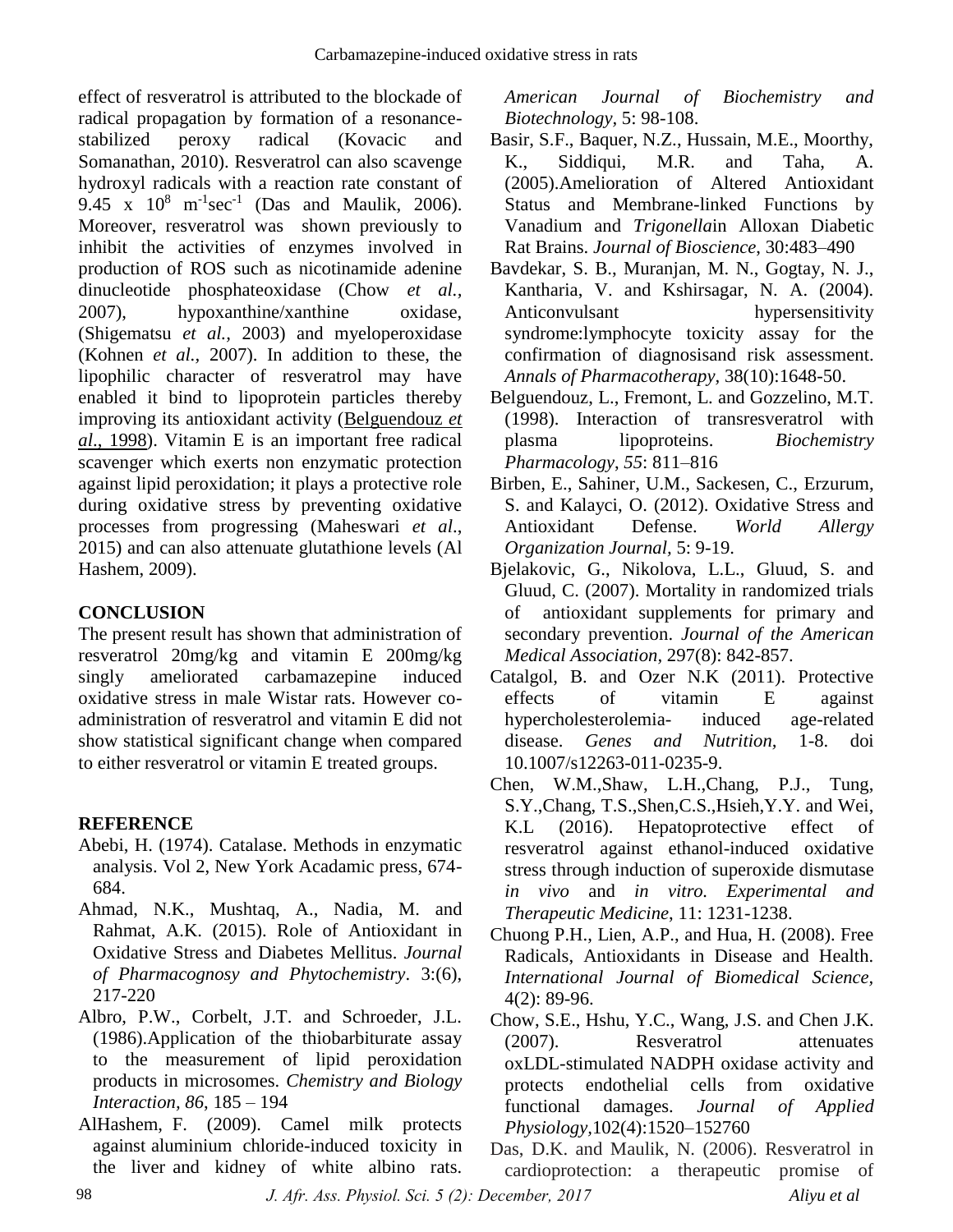effect of resveratrol is attributed to the blockade of radical propagation by formation of a resonance-stabilized peroxy radical (Kovacic and Somanathan, 2010). Resveratrol can also scavenge hydroxyl radicals with a reaction rate constant of $9.45 \times 10^8$ $m^{-1}sec^{-1}$ (Das and Maulik, 2006). Moreover, resveratrol was shown previously to inhibit the activities of enzymes involved in production of ROS such as nicotinamide adenine dinucleotide phosphateoxidase (Chow *et al.,* 2007), hypoxanthine/xanthine oxidase, (Shigematsu *et al.,* 2003) and myeloperoxidase (Kohnen *et al.,* 2007). In addition to these, the lipophilic character of resveratrol may have enabled it bind to lipoprotein particles thereby improving its antioxidant activity (Belguendouz *et al.,* 1998). Vitamin E is an important free radical scavenger which exerts non enzymatic protection against lipid peroxidation; it plays a protective role during oxidative stress by preventing oxidative processes from progressing (Maheswari *et al*., 2015) and can also attenuate glutathione levels (Al Hashem, 2009).

## CONCLUSION

The present result has shown that administration of resveratrol 20mg/kg and vitamin E 200mg/kg singly ameliorated carbamazepine induced oxidative stress in male Wistar rats. However co-administration of resveratrol and vitamin E did not show statistical significant change when compared to either resveratrol or vitamin E treated groups.

## REFERENCE

Abebi, H. (1974). Catalase. Methods in enzymatic analysis. Vol 2, New York Acadamic press, 674-684.

Ahmad, N.K., Mushtaq, A., Nadia, M. and Rahmat, A.K. (2015). Role of Antioxidant in Oxidative Stress and Diabetes Mellitus. *Journal of Pharmacognosy and Phytochemistry*. 3:(6), 217-220

Albro, P.W., Corbelt, J.T. and Schroeder, J.L. (1986).Application of the thiobarbiturate assay to the measurement of lipid peroxidation products in microsomes. *Chemistry and Biology Interaction, 86*, 185 – 194

AlHashem, F. (2009). Camel milk protects against aluminium chloride-induced toxicity in the liver and kidney of white albino rats. *American Journal of Biochemistry and Biotechnology*, 5: 98-108.

Basir, S.F., Baquer, N.Z., Hussain, M.E., Moorthy, K., Siddiqui, M.R. and Taha, A. (2005).Amelioration of Altered Antioxidant Status and Membrane-linked Functions by Vanadium and *Trigonella*in Alloxan Diabetic Rat Brains. *Journal of Bioscience*, 30:483–490

Bavdekar, S. B., Muranjan, M. N., Gogtay, N. J., Kantharia, V. and Kshirsagar, N. A. (2004). Anticonvulsant hypersensitivity syndrome:lymphocyte toxicity assay for the confirmation of diagnosisand risk assessment. *Annals of Pharmacotherapy,* 38(10):1648-50.

Belguendouz, L., Fremont, L. and Gozzelino, M.T. (1998). Interaction of transresveratrol with plasma lipoproteins. *Biochemistry Pharmacology*, *55*: 811–816

Birben, E., Sahiner, U.M., Sackesen, C., Erzurum, S. and Kalayci, O. (2012). Oxidative Stress and Antioxidant Defense. *World Allergy Organization Journal,* 5: 9-19.

Bjelakovic, G., Nikolova, L.L., Gluud, S. and Gluud, C. (2007). Mortality in randomized trials of antioxidant supplements for primary and secondary prevention. *Journal of the American Medical Association,* 297(8): 842-857.

Catalgol, B. and Ozer N.K (2011). Protective effects of vitamin E against hypercholesterolemia- induced age-related disease. *Genes and Nutrition*, 1-8. doi 10.1007/s12263-011-0235-9.

Chen, W.M.,Shaw, L.H.,Chang, P.J., Tung, S.Y.,Chang, T.S.,Shen,C.S.,Hsieh,Y.Y. and Wei, K.L (2016). Hepatoprotective effect of resveratrol against ethanol-induced oxidative stress through induction of superoxide dismutase *in vivo* and *in vitro. Experimental and Therapeutic Medicine*, 11: 1231-1238.

Chuong P.H., Lien, A.P., and Hua, H. (2008). Free Radicals, Antioxidants in Disease and Health. *International Journal of Biomedical Science,* 4(2): 89-96.

Chow, S.E., Hshu, Y.C., Wang, J.S. and Chen J.K. (2007). Resveratrol attenuates oxLDL-stimulated NADPH oxidase activity and protects endothelial cells from oxidative functional damages. *Journal of Applied Physiology*,102(4):1520–152760

Das, D.K. and Maulik, N. (2006). Resveratrol in cardioprotection: a therapeutic promise of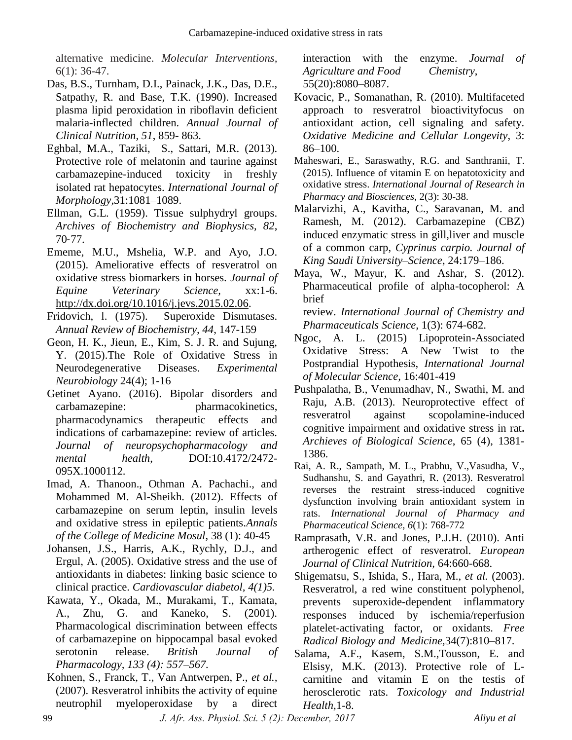alternative medicine. *Molecular Interventions*, 6(1): 36-47.

Das, B.S., Turnham, D.I., Painack, J.K., Das, D.E., Satpathy, R. and Base, T.K. (1990). Increased plasma lipid peroxidation in riboflavin deficient malaria-inflected children. *Annual Journal of Clinical Nutrition*, *51*, 859- 863.

Eghbal, M.A., Taziki, S., Sattari, M.R. (2013). Protective role of melatonin and taurine against carbamazepine-induced toxicity in freshly isolated rat hepatocytes. *International Journal of Morphology*,31:1081–1089.

Ellman, G.L. (1959). Tissue sulphydryl groups. *Archives of Biochemistry and Biophysics, 82*, 70-77.

Ememe, M.U., Mshelia, W.P. and Ayo, J.O. (2015). Ameliorative effects of resveratrol on oxidative stress biomarkers in horses. *Journal of Equine Veterinary Science,* xx:1-6. http://dx.doi.org/10.1016/j.jevs.2015.02.06.

Fridovich, l. (1975). Superoxide Dismutases. *Annual Review of Biochemistry, 44*, 147-159

Geon, H. K., Jieun, E., Kim, S. J. R. and Sujung, Y. (2015).The Role of Oxidative Stress in Neurodegenerative Diseases. *Experimental Neurobiology* 24(4); 1-16

Getinet Ayano. (2016). Bipolar disorders and carbamazepine: pharmacokinetics, pharmacodynamics therapeutic effects and indications of carbamazepine: review of articles. *Journal of neuropsychopharmacology and mental health*, DOI:10.4172/2472-095X.1000112.

Imad, A. Thanoon., Othman A. Pachachi., and Mohammed M. Al-Sheikh. (2012). Effects of carbamazepine on serum leptin, insulin levels and oxidative stress in epileptic patients.*Annals of the College of Medicine Mosul*, 38 (1): 40-45

Johansen, J.S., Harris, A.K., Rychly, D.J., and Ergul, A. (2005). Oxidative stress and the use of antioxidants in diabetes: linking basic science to clinical practice. *Cardiovascular diabetol, 4(1)5.*

Kawata, Y., Okada, M., Murakami, T., Kamata, A., Zhu, G. and Kaneko, S. (2001). Pharmacological discrimination between effects of carbamazepine on hippocampal basal evoked serotonin release. *British Journal of Pharmacology, 133 (4): 557–567.*

Kohnen, S., Franck, T., Van Antwerpen, P., *et al.,* (2007). Resveratrol inhibits the activity of equine neutrophil myeloperoxidase by a direct interaction with the enzyme. *Journal of Agriculture and Food Chemistry,* 55(20):8080–8087.

Kovacic, P., Somanathan, R. (2010). Multifaceted approach to resveratrol bioactivityfocus on antioxidant action, cell signaling and safety. *Oxidative Medicine and Cellular Longevity*, 3: 86–100.

Maheswari, E., Saraswathy, R.G. and Santhranii, T. (2015). Influence of vitamin E on hepatotoxicity and oxidative stress. *International Journal of Research in Pharmacy and Biosciences,* 2(3): 30-38.

Malarvizhi, A., Kavitha, C., Saravanan, M. and Ramesh, M. (2012). Carbamazepine (CBZ) induced enzymatic stress in gill,liver and muscle of a common carp, *Cyprinus carpio. Journal of King Saudi University–Science*, 24:179–186.

Maya, W., Mayur, K. and Ashar, S. (2012). Pharmaceutical profile of alpha-tocopherol: A brief review. *International Journal of Chemistry and Pharmaceuticals Science,* 1(3): 674-682.

Ngoc, A. L. (2015) Lipoprotein-Associated Oxidative Stress: A New Twist to the Postprandial Hypothesis, *International Journal of Molecular Science,* 16:401-419

Pushpalatha, B., Venumadhav, N., Swathi, M. and Raju, A.B. (2013). Neuroprotective effect of resveratrol against scopolamine-induced cognitive impairment and oxidative stress in rat**.** *Archieves of Biological Science*, 65 (4), 1381-1386.

Rai, A. R., Sampath, M. L., Prabhu, V.,Vasudha, V., Sudhanshu, S. and Gayathri, R. (2013). Resveratrol reverses the restraint stress-induced cognitive dysfunction involving brain antioxidant system in rats. *International Journal of Pharmacy and Pharmaceutical Science, 6*(1): 768-772

Ramprasath, V.R. and Jones, P.J.H. (2010). Anti artherogenic effect of resveratrol. *European Journal of Clinical Nutrition*, 64:660-668.

Shigematsu, S., Ishida, S., Hara, M., *et al.* (2003). Resveratrol, a red wine constituent polyphenol, prevents superoxide-dependent inflammatory responses induced by ischemia/reperfusion platelet-activating factor, or oxidants. *Free Radical Biology and Medicine*,34(7):810–817.

Salama, A.F., Kasem, S.M.,Tousson, E. and Elsisy, M.K. (2013). Protective role of L-carnitine and vitamin E on the testis of herosclerotic rats. *Toxicology and Industrial Health*,1-8.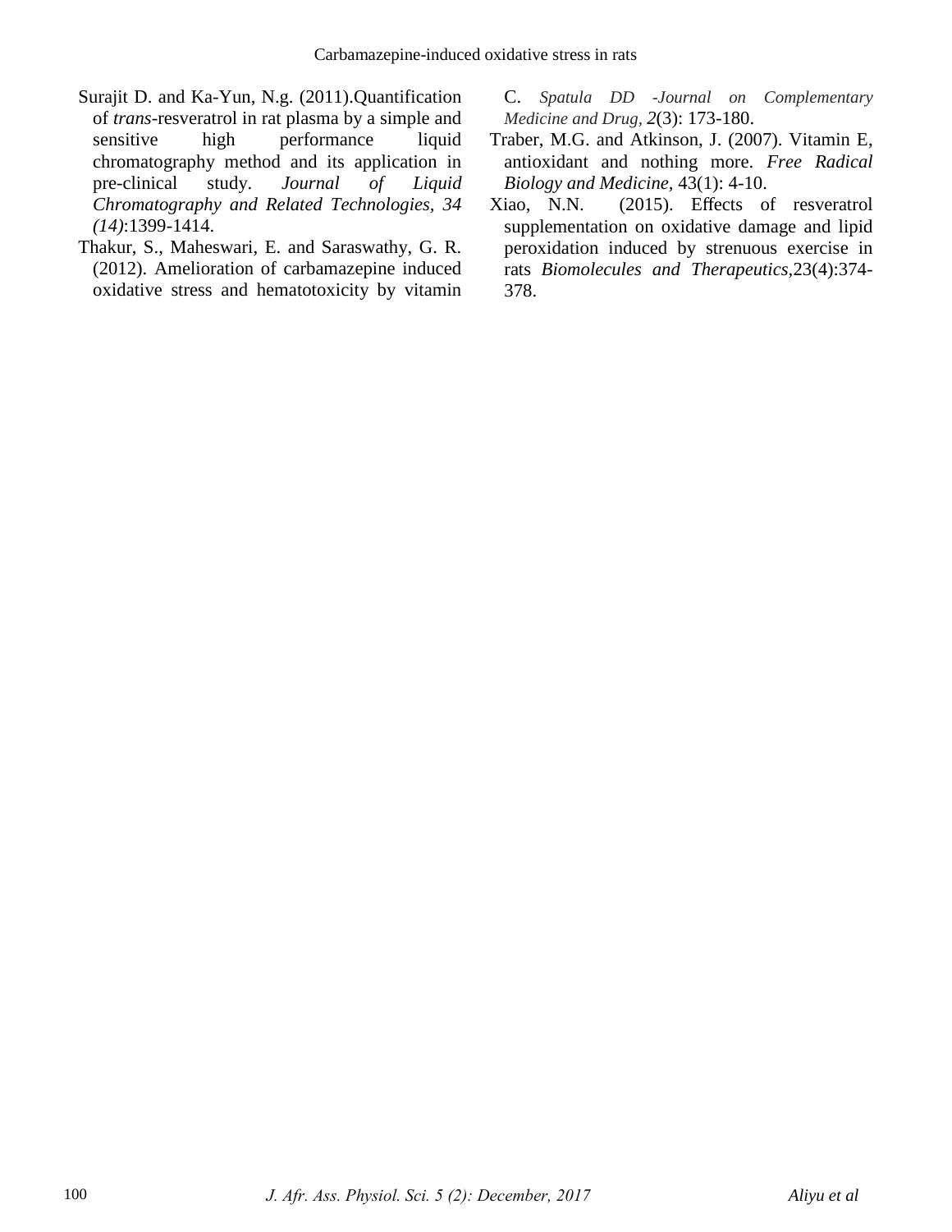Surajit D. and Ka-Yun, N.g. (2011).Quantification of *trans*-resveratrol in rat plasma by a simple and sensitive high performance liquid chromatography method and its application in pre-clinical study. *Journal of Liquid Chromatography and Related Technologies, 34 (14)*:1399-1414.

Thakur, S., Maheswari, E. and Saraswathy, G. R. (2012). Amelioration of carbamazepine induced oxidative stress and hematotoxicity by vitamin C. *Spatula DD -Journal on Complementary Medicine and Drug, 2*(3): 173-180.

Traber, M.G. and Atkinson, J. (2007). Vitamin E, antioxidant and nothing more. *Free Radical Biology and Medicine*, 43(1): 4-10.

Xiao, N.N. (2015). Effects of resveratrol supplementation on oxidative damage and lipid peroxidation induced by strenuous exercise in rats *Biomolecules and Therapeutics*,23(4):374-378.